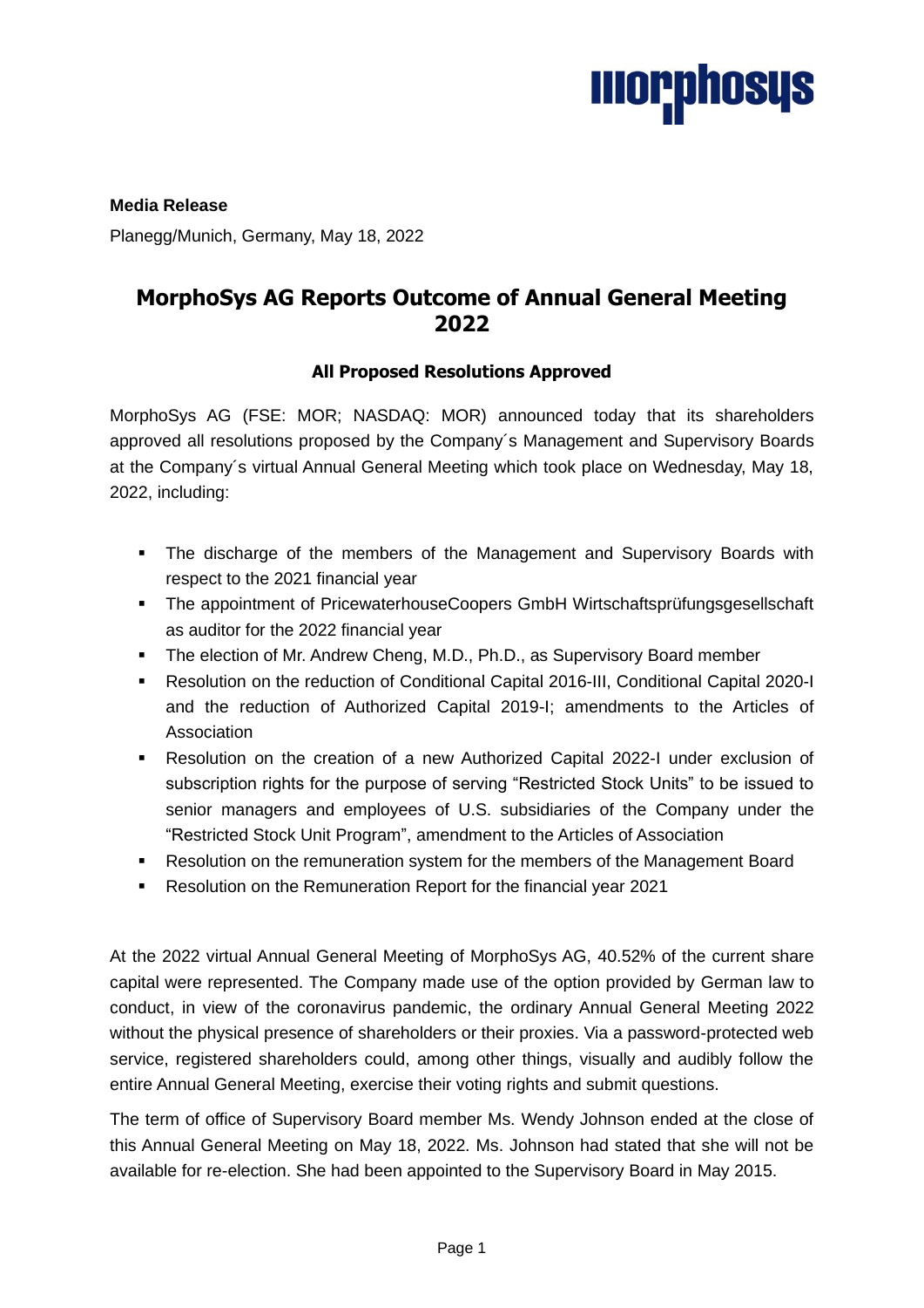**Media Release**

Planegg/Munich, Germany, May 18, 2022

# MorphoSys AG Reports Outcome of Annual General Meeting 2022

### All Proposed Resolutions Approved

MorphoSys AG (FSE: MOR; NASDAQ: MOR) announced today that its shareholders approved all resolutions proposed by the Company´s Management and Supervisory Boards at the Company´s virtual Annual General Meeting which took place on Wednesday, May 18, 2022, including:

- The discharge of the members of the Management and Supervisory Boards with respect to the 2021 financial year
- The appointment of PricewaterhouseCoopers GmbH Wirtschaftsprüfungsgesellschaft as auditor for the 2022 financial year
- The election of Mr. Andrew Cheng, M.D., Ph.D., as Supervisory Board member
- Resolution on the reduction of Conditional Capital 2016-III, Conditional Capital 2020-I and the reduction of Authorized Capital 2019-I; amendments to the Articles of Association
- Resolution on the creation of a new Authorized Capital 2022-I under exclusion of subscription rights for the purpose of serving "Restricted Stock Units" to be issued to senior managers and employees of U.S. subsidiaries of the Company under the "Restricted Stock Unit Program", amendment to the Articles of Association
- Resolution on the remuneration system for the members of the Management Board
- Resolution on the Remuneration Report for the financial year 2021

At the 2022 virtual Annual General Meeting of MorphoSys AG, 40.52% of the current share capital were represented. The Company made use of the option provided by German law to conduct, in view of the coronavirus pandemic, the ordinary Annual General Meeting 2022 without the physical presence of shareholders or their proxies. Via a password-protected web service, registered shareholders could, among other things, visually and audibly follow the entire Annual General Meeting, exercise their voting rights and submit questions.

The term of office of Supervisory Board member Ms. Wendy Johnson ended at the close of this Annual General Meeting on May 18, 2022. Ms. Johnson had stated that she will not be available for re-election. She had been appointed to the Supervisory Board in May 2015.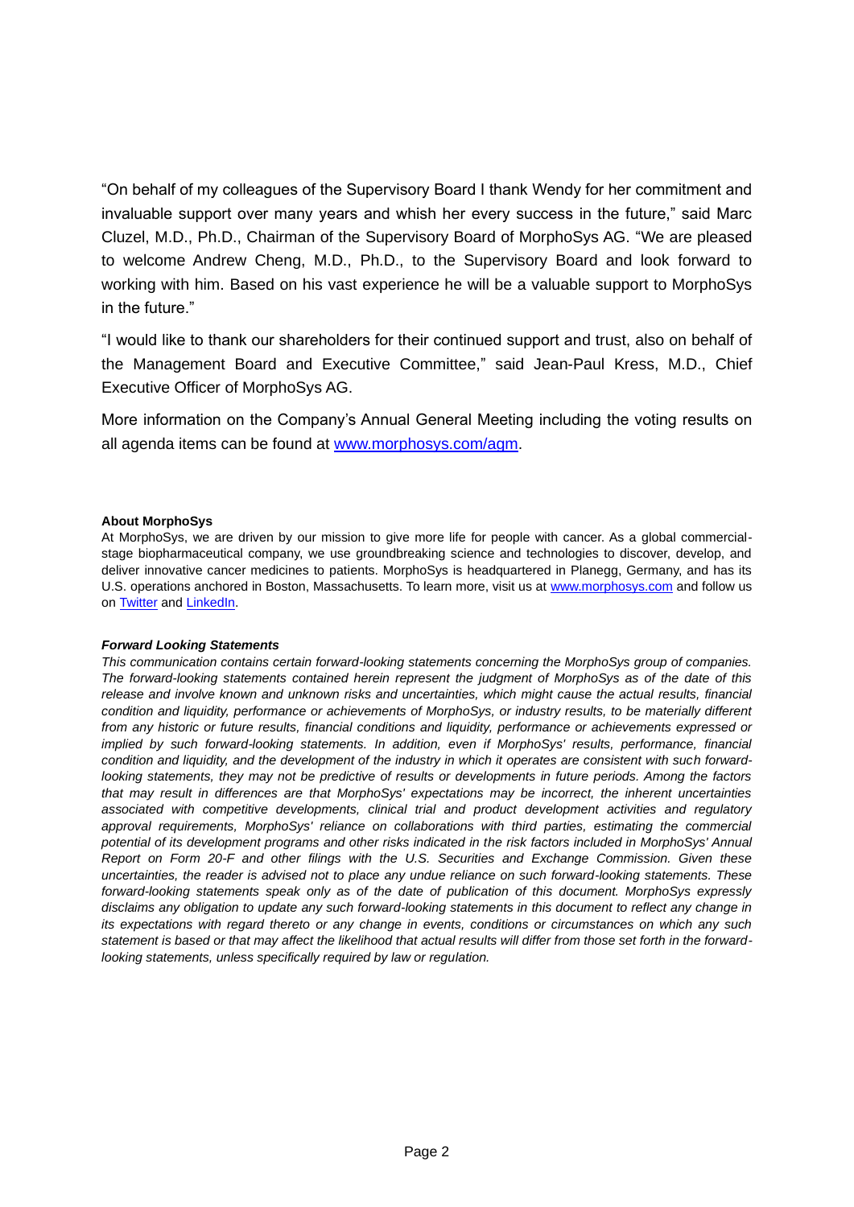“On behalf of my colleagues of the Supervisory Board I thank Wendy for her commitment and invaluable support over many years and whish her every success in the future,” said Marc Cluzel, M.D., Ph.D., Chairman of the Supervisory Board of MorphoSys AG. “We are pleased to welcome Andrew Cheng, M.D., Ph.D., to the Supervisory Board and look forward to working with him. Based on his vast experience he will be a valuable support to MorphoSys in the future.”

“I would like to thank our shareholders for their continued support and trust, also on behalf of the Management Board and Executive Committee,” said Jean-Paul Kress, M.D., Chief Executive Officer of MorphoSys AG.

More information on the Company’s Annual General Meeting including the voting results on all agenda items can be found at [www.morphosys.com/agm](www.morphosys.com/agm).

**About MorphoSys**

At MorphoSys, we are driven by our mission to give more life for people with cancer. As a global commercial-stage biopharmaceutical company, we use groundbreaking science and technologies to discover, develop, and deliver innovative cancer medicines to patients. MorphoSys is headquartered in Planegg, Germany, and has its U.S. operations anchored in Boston, Massachusetts. To learn more, visit us at [www.morphosys.com](www.morphosys.com) and follow us on Twitter and LinkedIn.

***Forward Looking Statements***

*This communication contains certain forward-looking statements concerning the MorphoSys group of companies. The forward-looking statements contained herein represent the judgment of MorphoSys as of the date of this release and involve known and unknown risks and uncertainties, which might cause the actual results, financial condition and liquidity, performance or achievements of MorphoSys, or industry results, to be materially different from any historic or future results, financial conditions and liquidity, performance or achievements expressed or implied by such forward-looking statements. In addition, even if MorphoSys' results, performance, financial condition and liquidity, and the development of the industry in which it operates are consistent with such forward-looking statements, they may not be predictive of results or developments in future periods. Among the factors that may result in differences are that MorphoSys' expectations may be incorrect, the inherent uncertainties associated with competitive developments, clinical trial and product development activities and regulatory approval requirements, MorphoSys' reliance on collaborations with third parties, estimating the commercial potential of its development programs and other risks indicated in the risk factors included in MorphoSys' Annual Report on Form 20-F and other filings with the U.S. Securities and Exchange Commission. Given these uncertainties, the reader is advised not to place any undue reliance on such forward-looking statements. These forward-looking statements speak only as of the date of publication of this document. MorphoSys expressly disclaims any obligation to update any such forward-looking statements in this document to reflect any change in its expectations with regard thereto or any change in events, conditions or circumstances on which any such statement is based or that may affect the likelihood that actual results will differ from those set forth in the forward-looking statements, unless specifically required by law or regulation.*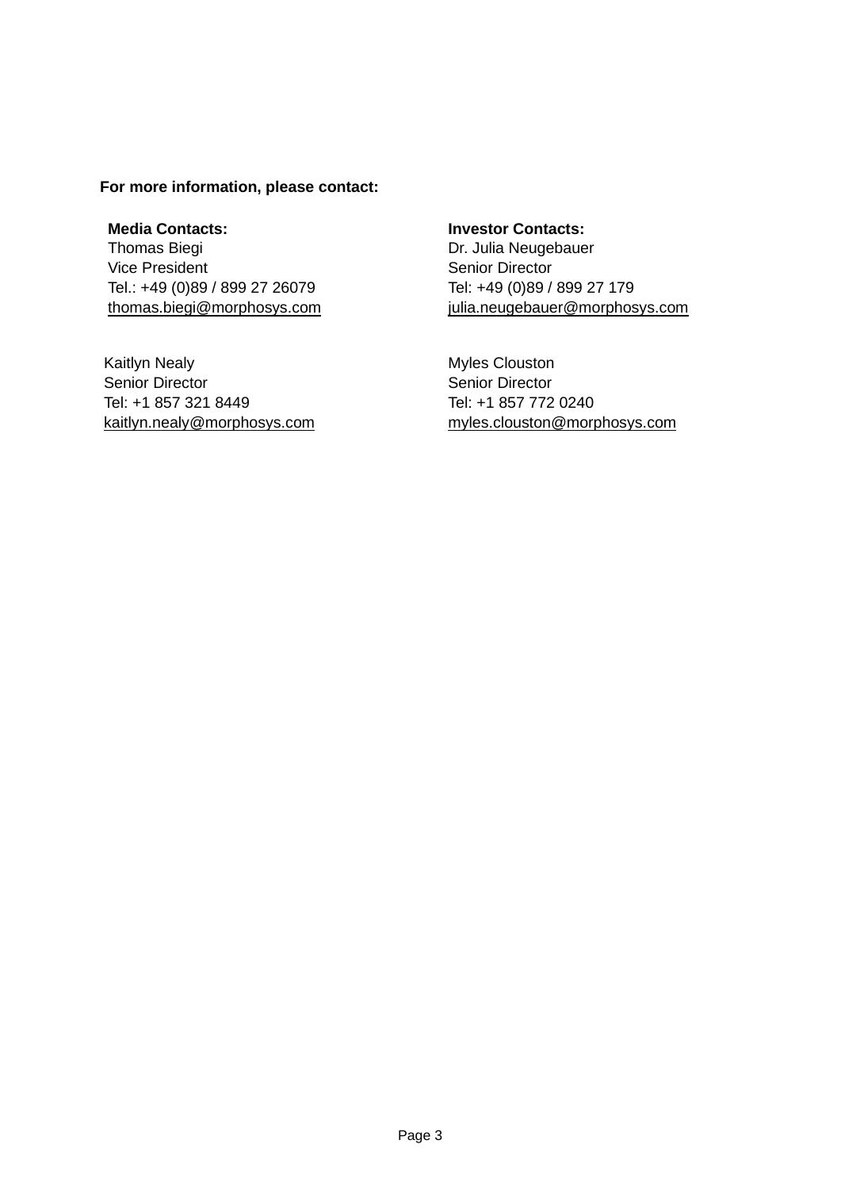**For more information, please contact:**

**Media Contacts:**

Thomas Biegi
Vice President
Tel.: +49 (0)89 / 899 27 26079
thomas.biegi@morphosys.com

Kaitlyn Nealy
Senior Director
Tel: +1 857 321 8449
kaitlyn.nealy@morphosys.com

**Investor Contacts:**

Dr. Julia Neugebauer
Senior Director
Tel: +49 (0)89 / 899 27 179
julia.neugebauer@morphosys.com

Myles Clouston
Senior Director
Tel: +1 857 772 0240
myles.clouston@morphosys.com